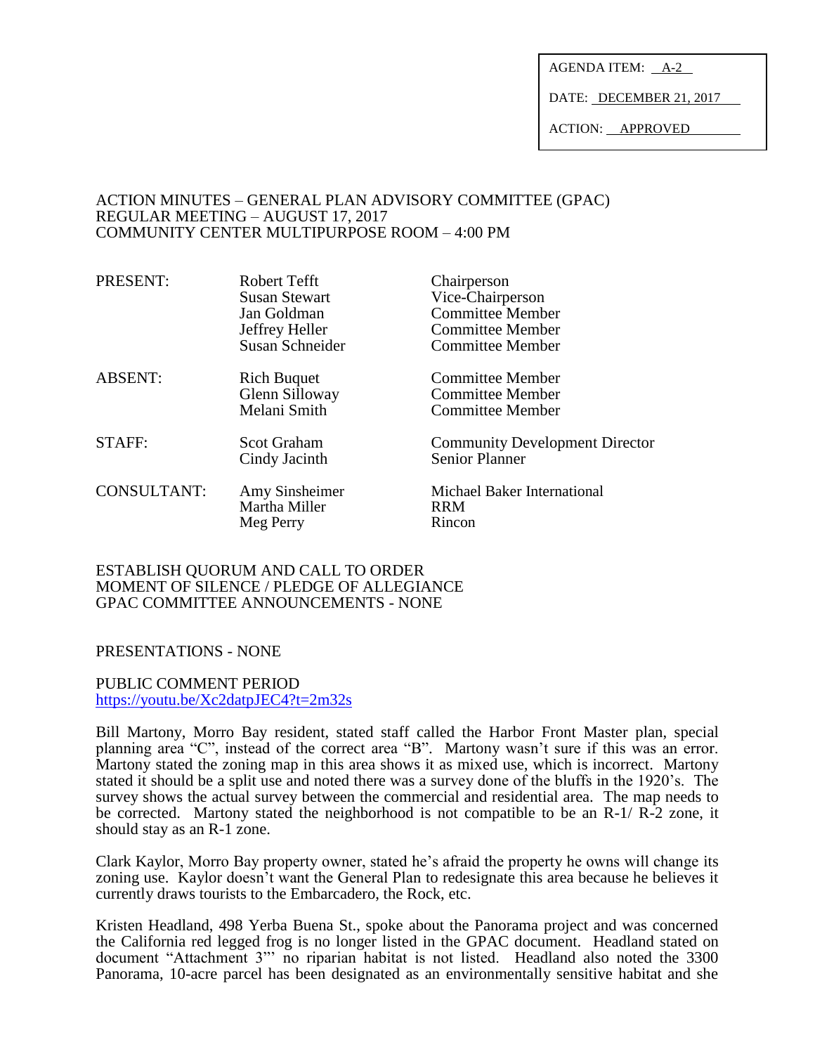AGENDA ITEM: A-2

DATE: DECEMBER 21, 2017

ACTION: APPROVED

ACTION MINUTES – GENERAL PLAN ADVISORY COMMITTEE (GPAC)
REGULAR MEETING – AUGUST 17, 2017
COMMUNITY CENTER MULTIPURPOSE ROOM – 4:00 PM

| | | |
|---|---|---|
| PRESENT: | Robert Tefft | Chairperson |
| | Susan Stewart | Vice-Chairperson |
| | Jan Goldman | Committee Member |
| | Jeffrey Heller | Committee Member |
| | Susan Schneider | Committee Member |
| ABSENT: | Rich Buquet | Committee Member |
| | Glenn Silloway | Committee Member |
| | Melani Smith | Committee Member |
| STAFF: | Scot Graham | Community Development Director |
| | Cindy Jacinth | Senior Planner |
| CONSULTANT: | Amy Sinsheimer | Michael Baker International |
| | Martha Miller | RRM |
| | Meg Perry | Rincon |

ESTABLISH QUORUM AND CALL TO ORDER
MOMENT OF SILENCE / PLEDGE OF ALLEGIANCE
GPAC COMMITTEE ANNOUNCEMENTS - NONE

PRESENTATIONS - NONE

PUBLIC COMMENT PERIOD
https://youtu.be/Xc2datpJEC4?t=2m32s

Bill Martony, Morro Bay resident, stated staff called the Harbor Front Master plan, special planning area "C", instead of the correct area "B". Martony wasn't sure if this was an error. Martony stated the zoning map in this area shows it as mixed use, which is incorrect. Martony stated it should be a split use and noted there was a survey done of the bluffs in the 1920's. The survey shows the actual survey between the commercial and residential area. The map needs to be corrected. Martony stated the neighborhood is not compatible to be an R-1/ R-2 zone, it should stay as an R-1 zone.

Clark Kaylor, Morro Bay property owner, stated he's afraid the property he owns will change its zoning use. Kaylor doesn't want the General Plan to redesignate this area because he believes it currently draws tourists to the Embarcadero, the Rock, etc.

Kristen Headland, 498 Yerba Buena St., spoke about the Panorama project and was concerned the California red legged frog is no longer listed in the GPAC document. Headland stated on document "Attachment 3"' no riparian habitat is not listed. Headland also noted the 3300 Panorama, 10-acre parcel has been designated as an environmentally sensitive habitat and she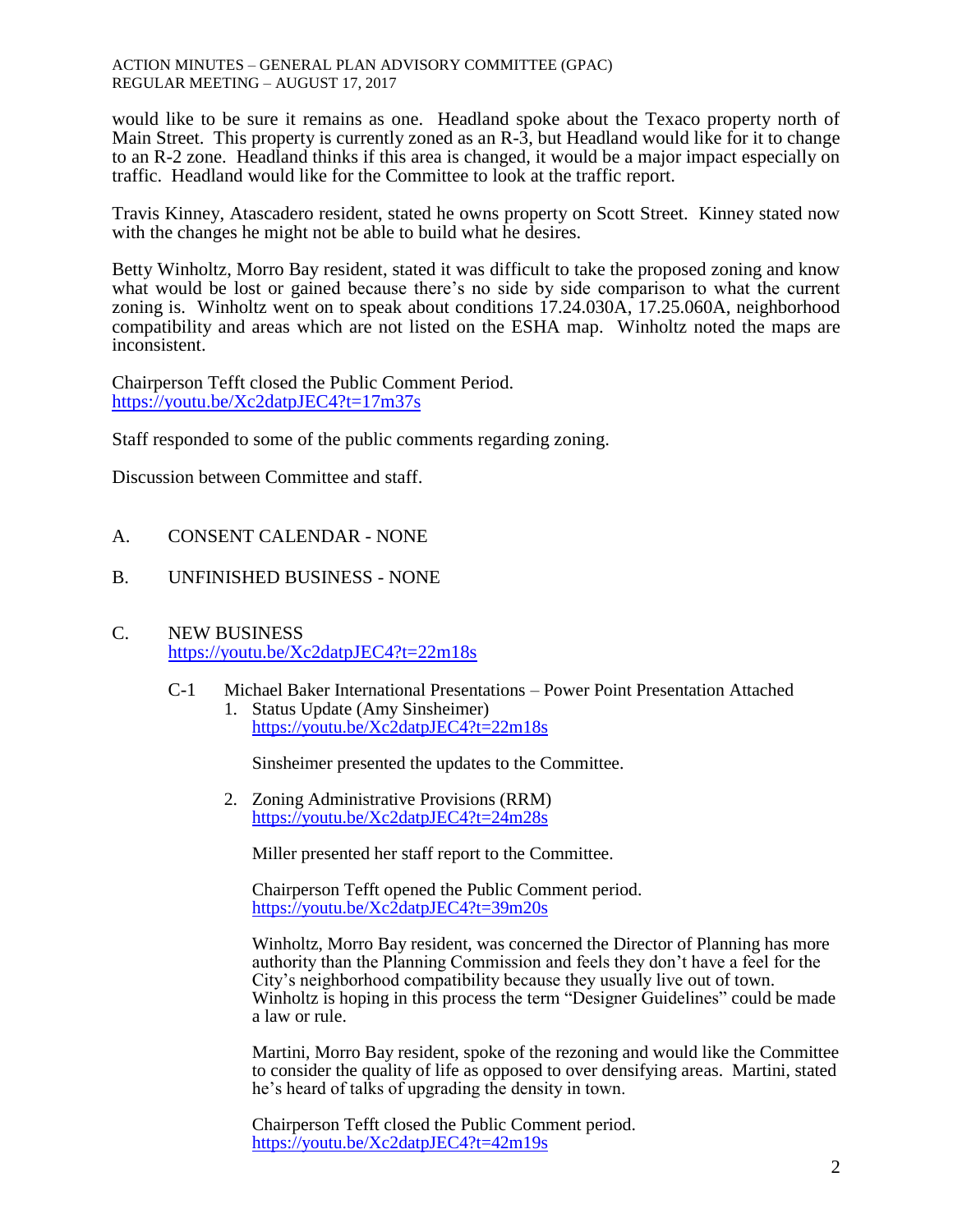would like to be sure it remains as one. Headland spoke about the Texaco property north of Main Street. This property is currently zoned as an R-3, but Headland would like for it to change to an R-2 zone. Headland thinks if this area is changed, it would be a major impact especially on traffic. Headland would like for the Committee to look at the traffic report.

Travis Kinney, Atascadero resident, stated he owns property on Scott Street. Kinney stated now with the changes he might not be able to build what he desires.

Betty Winholtz, Morro Bay resident, stated it was difficult to take the proposed zoning and know what would be lost or gained because there's no side by side comparison to what the current zoning is. Winholtz went on to speak about conditions 17.24.030A, 17.25.060A, neighborhood compatibility and areas which are not listed on the ESHA map. Winholtz noted the maps are inconsistent.

Chairperson Tefft closed the Public Comment Period.
https://youtu.be/Xc2datpJEC4?t=17m37s

Staff responded to some of the public comments regarding zoning.

Discussion between Committee and staff.

A. CONSENT CALENDAR - NONE

B. UNFINISHED BUSINESS - NONE

C. NEW BUSINESS
https://youtu.be/Xc2datpJEC4?t=22m18s

C-1 Michael Baker International Presentations – Power Point Presentation Attached

1. Status Update (Amy Sinsheimer)
   https://youtu.be/Xc2datpJEC4?t=22m18s

   Sinsheimer presented the updates to the Committee.

2. Zoning Administrative Provisions (RRM)
   https://youtu.be/Xc2datpJEC4?t=24m28s

   Miller presented her staff report to the Committee.

   Chairperson Tefft opened the Public Comment period.
   https://youtu.be/Xc2datpJEC4?t=39m20s

   Winholtz, Morro Bay resident, was concerned the Director of Planning has more authority than the Planning Commission and feels they don't have a feel for the City's neighborhood compatibility because they usually live out of town. Winholtz is hoping in this process the term "Designer Guidelines" could be made a law or rule.

   Martini, Morro Bay resident, spoke of the rezoning and would like the Committee to consider the quality of life as opposed to over densifying areas. Martini, stated he's heard of talks of upgrading the density in town.

   Chairperson Tefft closed the Public Comment period.
   https://youtu.be/Xc2datpJEC4?t=42m19s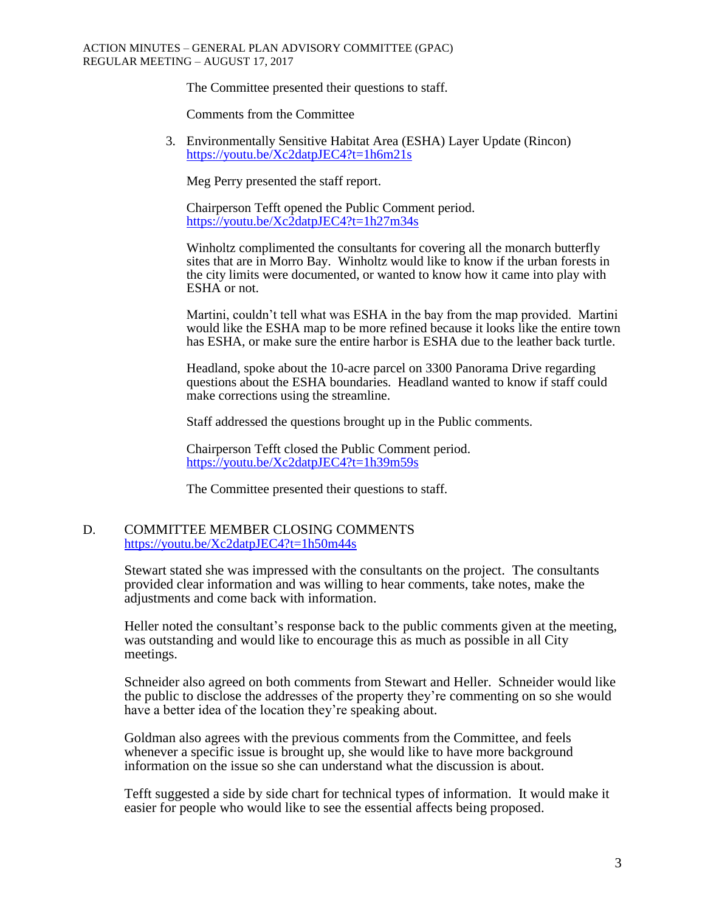The Committee presented their questions to staff.

Comments from the Committee

3. Environmentally Sensitive Habitat Area (ESHA) Layer Update (Rincon)
   https://youtu.be/Xc2datpJEC4?t=1h6m21s

   Meg Perry presented the staff report.

   Chairperson Tefft opened the Public Comment period.
   https://youtu.be/Xc2datpJEC4?t=1h27m34s

   Winholtz complimented the consultants for covering all the monarch butterfly sites that are in Morro Bay. Winholtz would like to know if the urban forests in the city limits were documented, or wanted to know how it came into play with ESHA or not.

   Martini, couldn't tell what was ESHA in the bay from the map provided. Martini would like the ESHA map to be more refined because it looks like the entire town has ESHA, or make sure the entire harbor is ESHA due to the leather back turtle.

   Headland, spoke about the 10-acre parcel on 3300 Panorama Drive regarding questions about the ESHA boundaries. Headland wanted to know if staff could make corrections using the streamline.

   Staff addressed the questions brought up in the Public comments.

   Chairperson Tefft closed the Public Comment period.
   https://youtu.be/Xc2datpJEC4?t=1h39m59s

   The Committee presented their questions to staff.

## D. COMMITTEE MEMBER CLOSING COMMENTS

https://youtu.be/Xc2datpJEC4?t=1h50m44s

Stewart stated she was impressed with the consultants on the project. The consultants provided clear information and was willing to hear comments, take notes, make the adjustments and come back with information.

Heller noted the consultant's response back to the public comments given at the meeting, was outstanding and would like to encourage this as much as possible in all City meetings.

Schneider also agreed on both comments from Stewart and Heller. Schneider would like the public to disclose the addresses of the property they're commenting on so she would have a better idea of the location they're speaking about.

Goldman also agrees with the previous comments from the Committee, and feels whenever a specific issue is brought up, she would like to have more background information on the issue so she can understand what the discussion is about.

Tefft suggested a side by side chart for technical types of information. It would make it easier for people who would like to see the essential affects being proposed.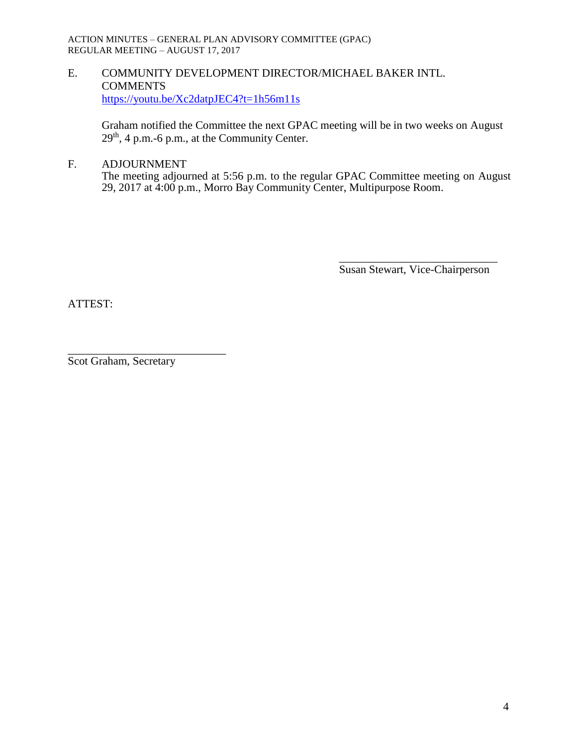E. COMMUNITY DEVELOPMENT DIRECTOR/MICHAEL BAKER INTL. COMMENTS
https://youtu.be/Xc2datpJEC4?t=1h56m11s

Graham notified the Committee the next GPAC meeting will be in two weeks on August 29th, 4 p.m.-6 p.m., at the Community Center.

F. ADJOURNMENT
The meeting adjourned at 5:56 p.m. to the regular GPAC Committee meeting on August 29, 2017 at 4:00 p.m., Morro Bay Community Center, Multipurpose Room.

\_\_\_\_\_\_\_\_\_\_\_\_\_\_\_\_\_\_\_\_\_\_\_\_\_\_\_\_\_\_
Susan Stewart, Vice-Chairperson

ATTEST:

\_\_\_\_\_\_\_\_\_\_\_\_\_\_\_\_\_\_\_\_\_\_\_\_\_\_\_\_\_\_
Scot Graham, Secretary